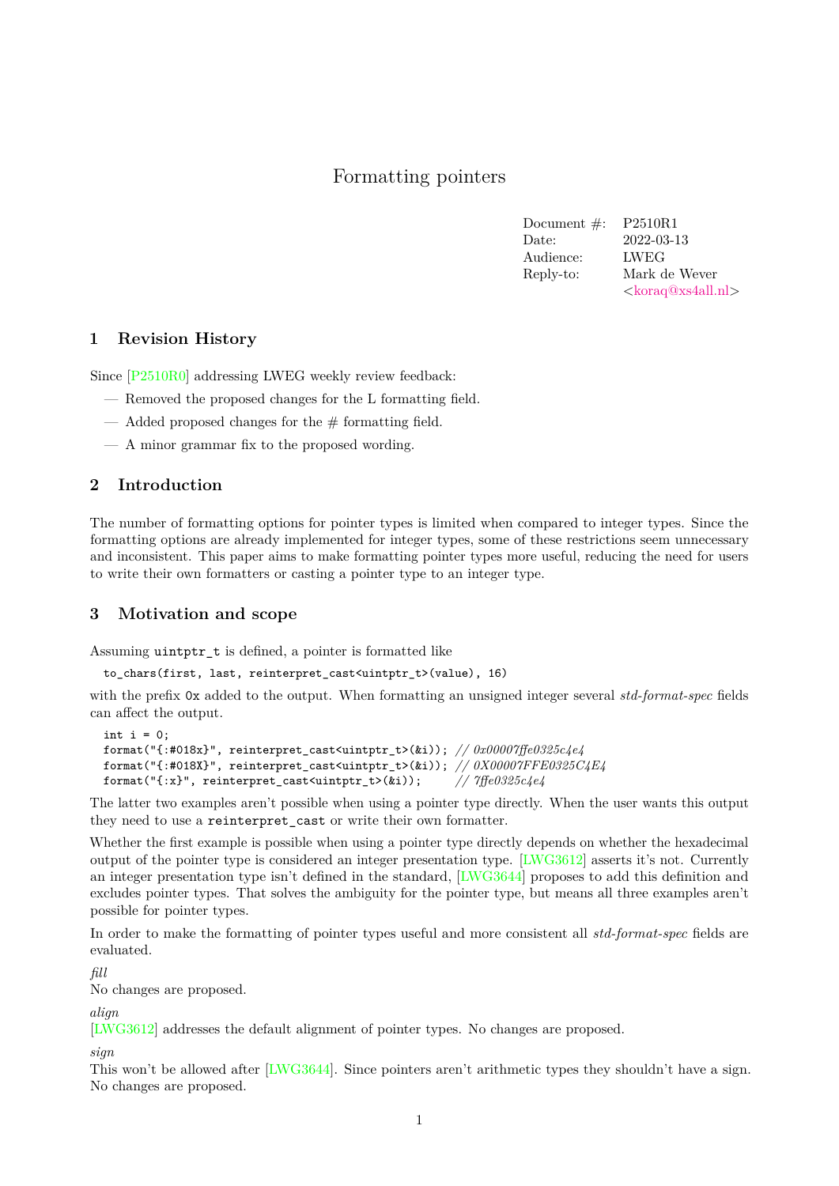# Formatting pointers

| | |
|---|---|
| Document #: | P2510R1 |
| Date: | 2022-03-13 |
| Audience: | LWEG |
| Reply-to: | Mark de Wever <koraq@xs4all.nl> |

## 1 Revision History

Since [P2510R0] addressing LWEG weekly review feedback:

- Removed the proposed changes for the L formatting field.
- Added proposed changes for the # formatting field.
- A minor grammar fix to the proposed wording.

## 2 Introduction

The number of formatting options for pointer types is limited when compared to integer types. Since the formatting options are already implemented for integer types, some of these restrictions seem unnecessary and inconsistent. This paper aims to make formatting pointer types more useful, reducing the need for users to write their own formatters or casting a pointer type to an integer type.

## 3 Motivation and scope

Assuming `uintptr_t` is defined, a pointer is formatted like

```
to_chars(first, last, reinterpret_cast<uintptr_t>(value), 16)
```

with the prefix `0x` added to the output. When formatting an unsigned integer several *std-format-spec* fields can affect the output.

```
int i = 0;
format("{:#018x}", reinterpret_cast<uintptr_t>(&i)); // 0x00007ffe0325c4e4
format("{:#018X}", reinterpret_cast<uintptr_t>(&i)); // 0X00007FFE0325C4E4
format("{:x}", reinterpret_cast<uintptr_t>(&i));     // 7ffe0325c4e4
```

The latter two examples aren't possible when using a pointer type directly. When the user wants this output they need to use a `reinterpret_cast` or write their own formatter.

Whether the first example is possible when using a pointer type directly depends on whether the hexadecimal output of the pointer type is considered an integer presentation type. [LWG3612] asserts it's not. Currently an integer presentation type isn't defined in the standard, [LWG3644] proposes to add this definition and excludes pointer types. That solves the ambiguity for the pointer type, but means all three examples aren't possible for pointer types.

In order to make the formatting of pointer types useful and more consistent all *std-format-spec* fields are evaluated.

*fill*
No changes are proposed.

*align*
[LWG3612] addresses the default alignment of pointer types. No changes are proposed.

*sign*
This won't be allowed after [LWG3644]. Since pointers aren't arithmetic types they shouldn't have a sign. No changes are proposed.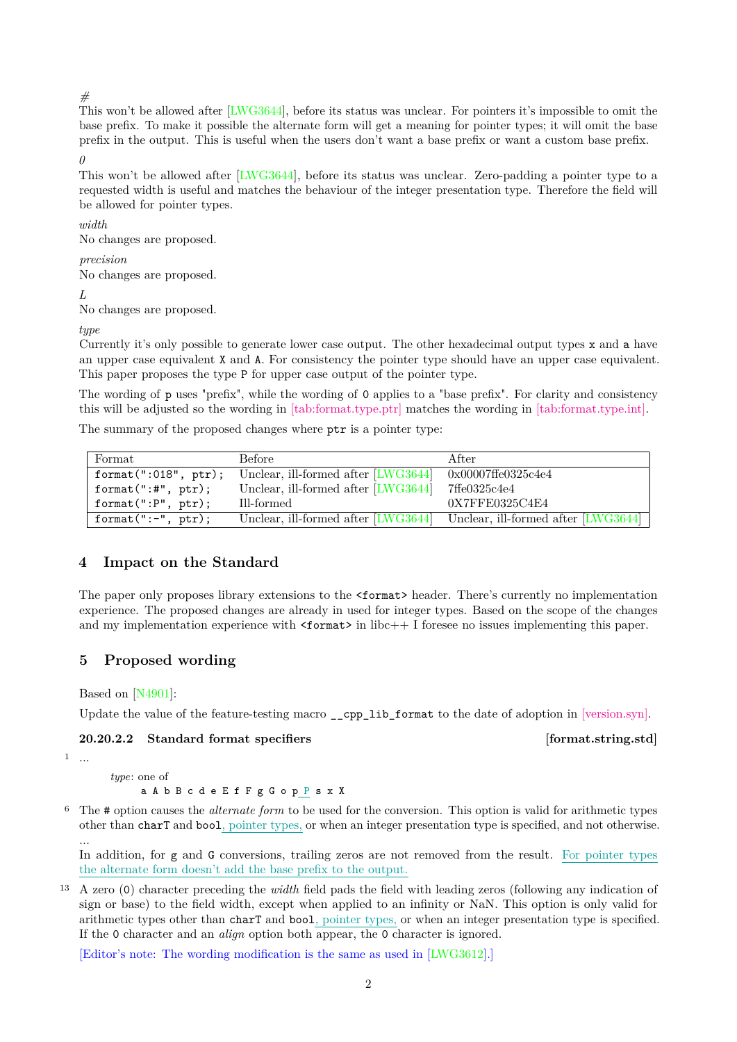*#*
This won't be allowed after [LWG3644], before its status was unclear. For pointers it's impossible to omit the base prefix. To make it possible the alternate form will get a meaning for pointer types; it will omit the base prefix in the output. This is useful when the users don't want a base prefix or want a custom base prefix.

*0*
This won't be allowed after [LWG3644], before its status was unclear. Zero-padding a pointer type to a requested width is useful and matches the behaviour of the integer presentation type. Therefore the field will be allowed for pointer types.

*width*
No changes are proposed.

*precision*
No changes are proposed.

*L*
No changes are proposed.

*type*
Currently it's only possible to generate lower case output. The other hexadecimal output types `x` and `a` have an upper case equivalent `X` and `A`. For consistency the pointer type should have an upper case equivalent. This paper proposes the type `P` for upper case output of the pointer type.

The wording of `p` uses "prefix", while the wording of `0` applies to a "base prefix". For clarity and consistency this will be adjusted so the wording in [tab:format.type.ptr] matches the wording in [tab:format.type.int].

The summary of the proposed changes where `ptr` is a pointer type:

| Format | Before | After |
|---|---|---|
| `format(":018", ptr);` | Unclear, ill-formed after [LWG3644] | 0x00007ffe0325c4e4 |
| `format(":#", ptr);` | Unclear, ill-formed after [LWG3644] | 7ffe0325c4e4 |
| `format(":P", ptr);` | Ill-formed | 0X7FFE0325C4E4 |
| `format(":-", ptr);` | Unclear, ill-formed after [LWG3644] | Unclear, ill-formed after [LWG3644] |

## 4 Impact on the Standard

The paper only proposes library extensions to the `<format>` header. There's currently no implementation experience. The proposed changes are already in used for integer types. Based on the scope of the changes and my implementation experience with `<format>` in libc++ I foresee no issues implementing this paper.

## 5 Proposed wording

Based on [N4901]:

Update the value of the feature-testing macro `__cpp_lib_format` to the date of adoption in [version.syn].

### 20.20.2.2 Standard format specifiers [format.string.std]

1 ...

*type*: one of
`a A b B c d e E f F g G o p P s x X`

6 The `#` option causes the *alternate form* to be used for the conversion. This option is valid for arithmetic types other than `charT` and `bool`, pointer types, or when an integer presentation type is specified, and not otherwise.
...
In addition, for `g` and `G` conversions, trailing zeros are not removed from the result. For pointer types the alternate form doesn't add the base prefix to the output.

13 A zero (`0`) character preceding the *width* field pads the field with leading zeros (following any indication of sign or base) to the field width, except when applied to an infinity or NaN. This option is only valid for arithmetic types other than `charT` and `bool`, pointer types, or when an integer presentation type is specified. If the `0` character and an *align* option both appear, the `0` character is ignored.

[Editor's note: The wording modification is the same as used in [LWG3612].]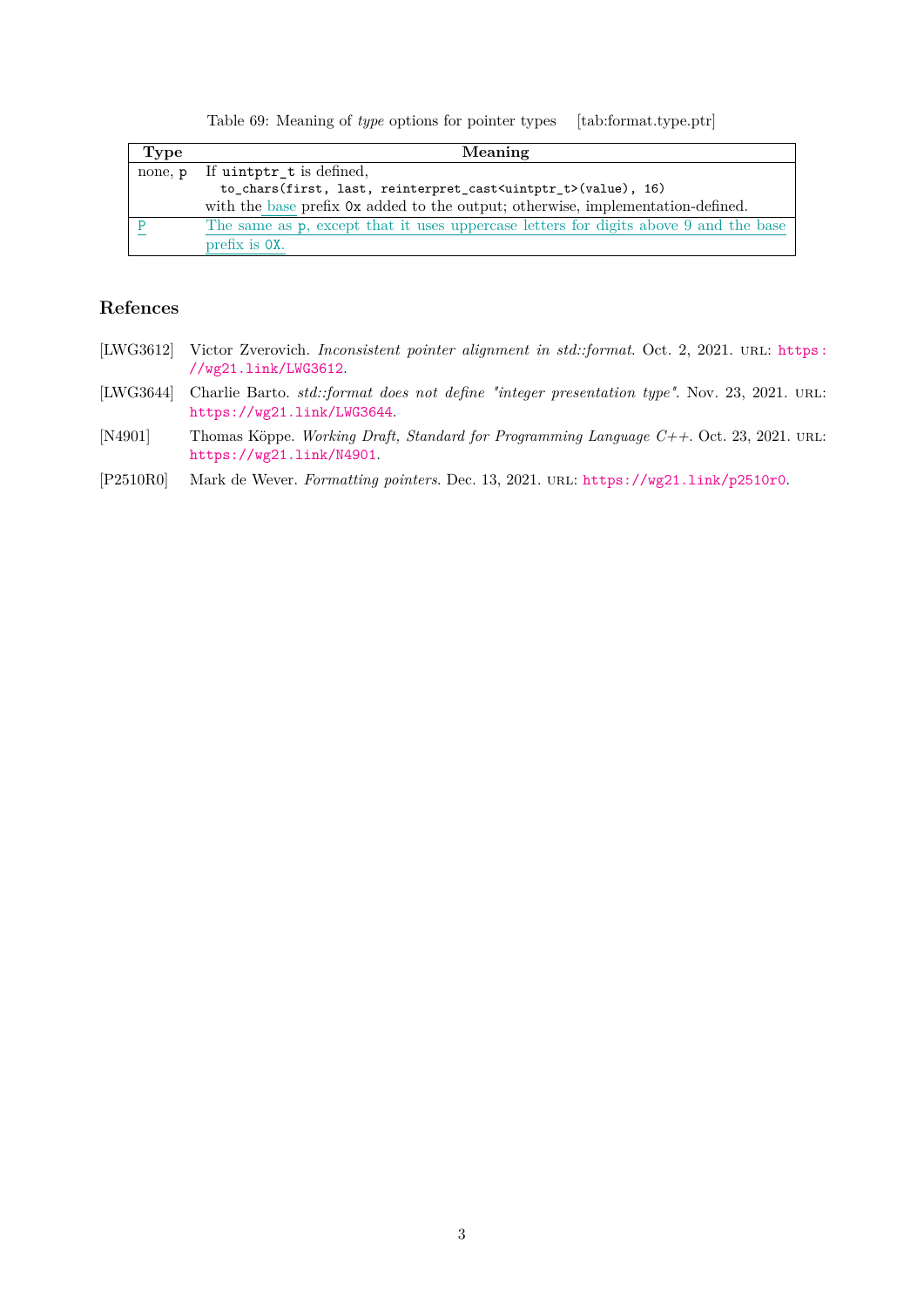Table 69: Meaning of *type* options for pointer types [tab:format.type.ptr]

| Type | Meaning |
|---|---|
| none, `p` | If `uintptr_t` is defined, `to_chars(first, last, reinterpret_cast<uintptr_t>(value), 16)` with the base prefix `0x` added to the output; otherwise, implementation-defined. |
| `P` | The same as `p`, except that it uses uppercase letters for digits above 9 and the base prefix is `0X`. |

## Refences

[LWG3612] Victor Zverovich. *Inconsistent pointer alignment in std::format*. Oct. 2, 2021. URL: https://wg21.link/LWG3612.

[LWG3644] Charlie Barto. *std::format does not define "integer presentation type"*. Nov. 23, 2021. URL: https://wg21.link/LWG3644.

[N4901] Thomas Köppe. *Working Draft, Standard for Programming Language C++*. Oct. 23, 2021. URL: https://wg21.link/N4901.

[P2510R0] Mark de Wever. *Formatting pointers*. Dec. 13, 2021. URL: https://wg21.link/p2510r0.